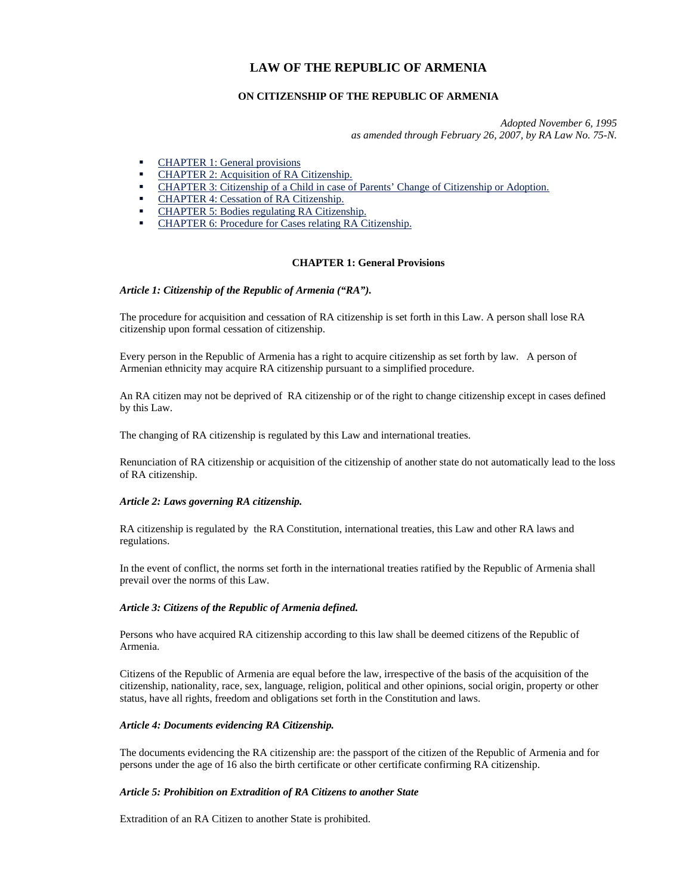# LAW OF THE REPUBLIC OF ARMENIA

## ON CITIZENSHIP OF THE REPUBLIC OF ARMENIA

*Adopted November 6, 1995*
*as amended through February 26, 2007, by RA Law No. 75-N.*

- CHAPTER 1: General provisions
- CHAPTER 2: Acquisition of RA Citizenship.
- CHAPTER 3: Citizenship of a Child in case of Parents' Change of Citizenship or Adoption.
- CHAPTER 4: Cessation of RA Citizenship.
- CHAPTER 5: Bodies regulating RA Citizenship.
- CHAPTER 6: Procedure for Cases relating RA Citizenship.

### CHAPTER 1: General Provisions

***Article 1: Citizenship of the Republic of Armenia ("RA").***

The procedure for acquisition and cessation of RA citizenship is set forth in this Law. A person shall lose RA citizenship upon formal cessation of citizenship.

Every person in the Republic of Armenia has a right to acquire citizenship as set forth by law. A person of Armenian ethnicity may acquire RA citizenship pursuant to a simplified procedure.

An RA citizen may not be deprived of RA citizenship or of the right to change citizenship except in cases defined by this Law.

The changing of RA citizenship is regulated by this Law and international treaties.

Renunciation of RA citizenship or acquisition of the citizenship of another state do not automatically lead to the loss of RA citizenship.

***Article 2: Laws governing RA citizenship.***

RA citizenship is regulated by the RA Constitution, international treaties, this Law and other RA laws and regulations.

In the event of conflict, the norms set forth in the international treaties ratified by the Republic of Armenia shall prevail over the norms of this Law.

***Article 3: Citizens of the Republic of Armenia defined.***

Persons who have acquired RA citizenship according to this law shall be deemed citizens of the Republic of Armenia.

Citizens of the Republic of Armenia are equal before the law, irrespective of the basis of the acquisition of the citizenship, nationality, race, sex, language, religion, political and other opinions, social origin, property or other status, have all rights, freedom and obligations set forth in the Constitution and laws.

***Article 4: Documents evidencing RA Citizenship.***

The documents evidencing the RA citizenship are: the passport of the citizen of the Republic of Armenia and for persons under the age of 16 also the birth certificate or other certificate confirming RA citizenship.

***Article 5: Prohibition on Extradition of RA Citizens to another State***

Extradition of an RA Citizen to another State is prohibited.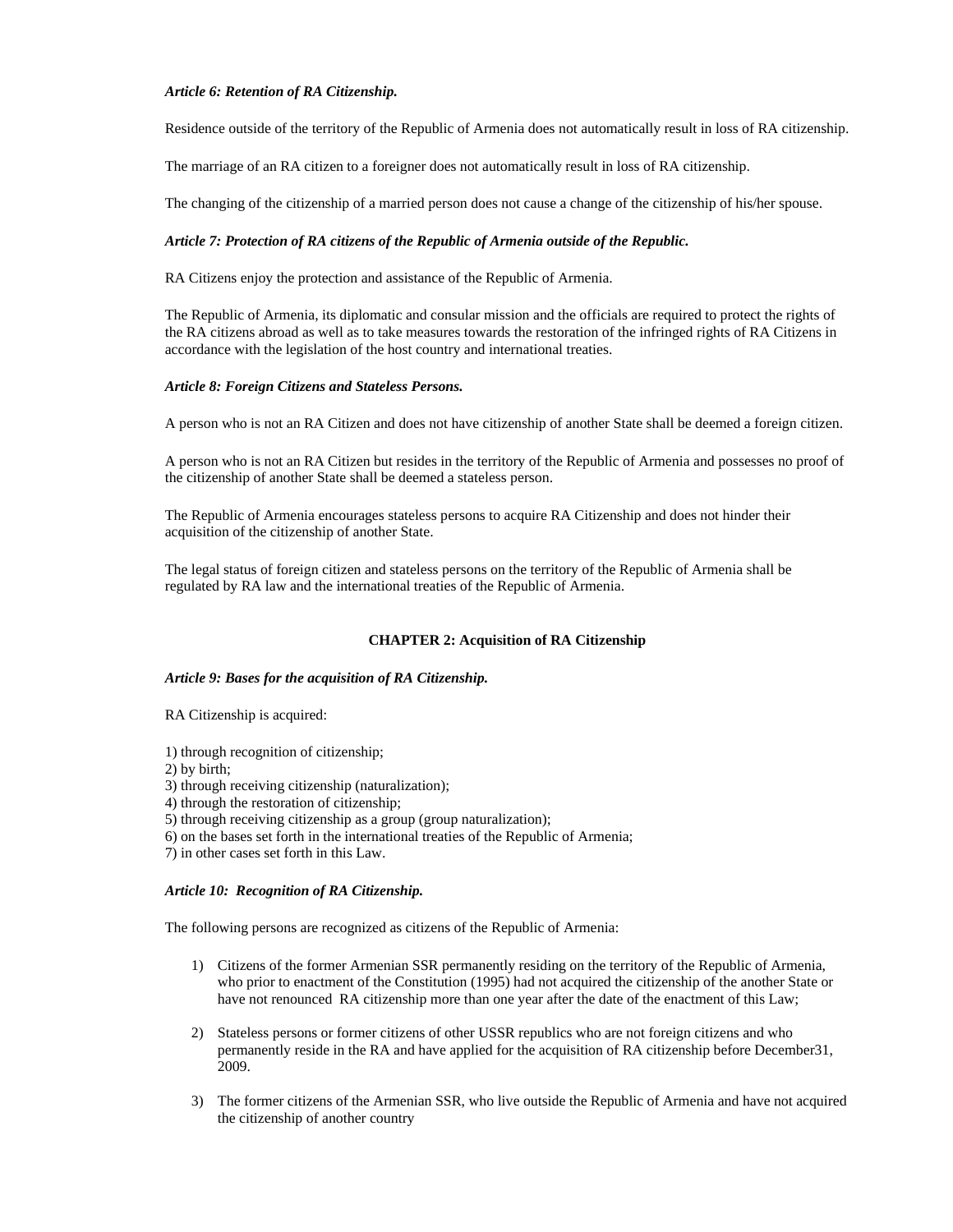***Article 6: Retention of RA Citizenship.***

Residence outside of the territory of the Republic of Armenia does not automatically result in loss of RA citizenship.

The marriage of an RA citizen to a foreigner does not automatically result in loss of RA citizenship.

The changing of the citizenship of a married person does not cause a change of the citizenship of his/her spouse.

***Article 7: Protection of RA citizens of the Republic of Armenia outside of the Republic.***

RA Citizens enjoy the protection and assistance of the Republic of Armenia.

The Republic of Armenia, its diplomatic and consular mission and the officials are required to protect the rights of the RA citizens abroad as well as to take measures towards the restoration of the infringed rights of RA Citizens in accordance with the legislation of the host country and international treaties.

***Article 8: Foreign Citizens and Stateless Persons.***

A person who is not an RA Citizen and does not have citizenship of another State shall be deemed a foreign citizen.

A person who is not an RA Citizen but resides in the territory of the Republic of Armenia and possesses no proof of the citizenship of another State shall be deemed a stateless person.

The Republic of Armenia encourages stateless persons to acquire RA Citizenship and does not hinder their acquisition of the citizenship of another State.

The legal status of foreign citizen and stateless persons on the territory of the Republic of Armenia shall be regulated by RA law and the international treaties of the Republic of Armenia.

## CHAPTER 2: Acquisition of RA Citizenship

***Article 9: Bases for the acquisition of RA Citizenship.***

RA Citizenship is acquired:

1) through recognition of citizenship;
2) by birth;
3) through receiving citizenship (naturalization);
4) through the restoration of citizenship;
5) through receiving citizenship as a group (group naturalization);
6) on the bases set forth in the international treaties of the Republic of Armenia;
7) in other cases set forth in this Law.

***Article 10: Recognition of RA Citizenship.***

The following persons are recognized as citizens of the Republic of Armenia:

1) Citizens of the former Armenian SSR permanently residing on the territory of the Republic of Armenia, who prior to enactment of the Constitution (1995) had not acquired the citizenship of the another State or have not renounced RA citizenship more than one year after the date of the enactment of this Law;

2) Stateless persons or former citizens of other USSR republics who are not foreign citizens and who permanently reside in the RA and have applied for the acquisition of RA citizenship before December31, 2009.

3) The former citizens of the Armenian SSR, who live outside the Republic of Armenia and have not acquired the citizenship of another country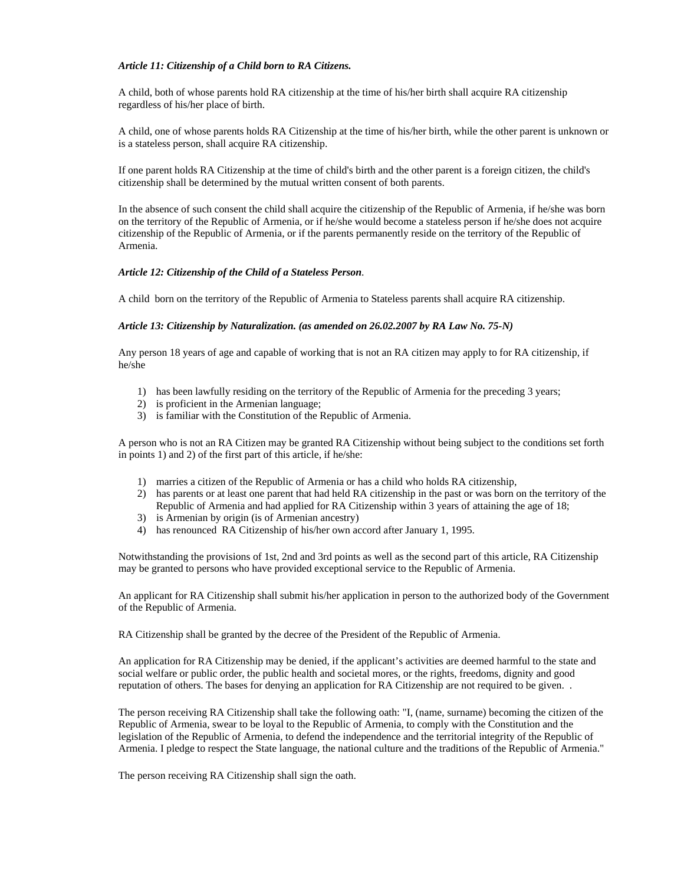***Article 11: Citizenship of a Child born to RA Citizens.***

A child, both of whose parents hold RA citizenship at the time of his/her birth shall acquire RA citizenship regardless of his/her place of birth.

A child, one of whose parents holds RA Citizenship at the time of his/her birth, while the other parent is unknown or is a stateless person, shall acquire RA citizenship.

If one parent holds RA Citizenship at the time of child's birth and the other parent is a foreign citizen, the child's citizenship shall be determined by the mutual written consent of both parents.

In the absence of such consent the child shall acquire the citizenship of the Republic of Armenia, if he/she was born on the territory of the Republic of Armenia, or if he/she would become a stateless person if he/she does not acquire citizenship of the Republic of Armenia, or if the parents permanently reside on the territory of the Republic of Armenia.

***Article 12: Citizenship of the Child of a Stateless Person*.**

A child  born on the territory of the Republic of Armenia to Stateless parents shall acquire RA citizenship.

***Article 13: Citizenship by Naturalization. (as amended on 26.02.2007 by RA Law No. 75-N)***

Any person 18 years of age and capable of working that is not an RA citizen may apply to for RA citizenship, if he/she

1) has been lawfully residing on the territory of the Republic of Armenia for the preceding 3 years;
2) is proficient in the Armenian language;
3) is familiar with the Constitution of the Republic of Armenia.

A person who is not an RA Citizen may be granted RA Citizenship without being subject to the conditions set forth in points 1) and 2) of the first part of this article, if he/she:

1) marries a citizen of the Republic of Armenia or has a child who holds RA citizenship,
2) has parents or at least one parent that had held RA citizenship in the past or was born on the territory of the Republic of Armenia and had applied for RA Citizenship within 3 years of attaining the age of 18;
3) is Armenian by origin (is of Armenian ancestry)
4) has renounced  RA Citizenship of his/her own accord after January 1, 1995.

Notwithstanding the provisions of 1st, 2nd and 3rd points as well as the second part of this article, RA Citizenship may be granted to persons who have provided exceptional service to the Republic of Armenia.

An applicant for RA Citizenship shall submit his/her application in person to the authorized body of the Government of the Republic of Armenia.

RA Citizenship shall be granted by the decree of the President of the Republic of Armenia.

An application for RA Citizenship may be denied, if the applicant's activities are deemed harmful to the state and social welfare or public order, the public health and societal mores, or the rights, freedoms, dignity and good reputation of others. The bases for denying an application for RA Citizenship are not required to be given.  .

The person receiving RA Citizenship shall take the following oath: "I, (name, surname) becoming the citizen of the Republic of Armenia, swear to be loyal to the Republic of Armenia, to comply with the Constitution and the legislation of the Republic of Armenia, to defend the independence and the territorial integrity of the Republic of Armenia. I pledge to respect the State language, the national culture and the traditions of the Republic of Armenia."

The person receiving RA Citizenship shall sign the oath.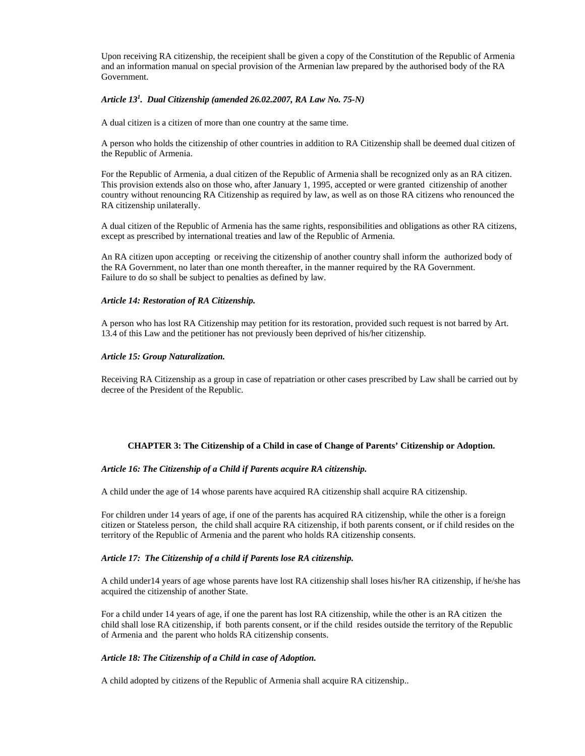Upon receiving RA citizenship, the receipient shall be given a copy of the Constitution of the Republic of Armenia and an information manual on special provision of the Armenian law prepared by the authorised body of the RA Government.

### *Article 13[1]. Dual Citizenship (amended 26.02.2007, RA Law No. 75-N)*

A dual citizen is a citizen of more than one country at the same time.

A person who holds the citizenship of other countries in addition to RA Citizenship shall be deemed dual citizen of the Republic of Armenia.

For the Republic of Armenia, a dual citizen of the Republic of Armenia shall be recognized only as an RA citizen. This provision extends also on those who, after January 1, 1995, accepted or were granted citizenship of another country without renouncing RA Citizenship as required by law, as well as on those RA citizens who renounced the RA citizenship unilaterally.

A dual citizen of the Republic of Armenia has the same rights, responsibilities and obligations as other RA citizens, except as prescribed by international treaties and law of the Republic of Armenia.

An RA citizen upon accepting or receiving the citizenship of another country shall inform the authorized body of the RA Government, no later than one month thereafter, in the manner required by the RA Government.
Failure to do so shall be subject to penalties as defined by law.

### *Article 14: Restoration of RA Citizenship.*

A person who has lost RA Citizenship may petition for its restoration, provided such request is not barred by Art. 13.4 of this Law and the petitioner has not previously been deprived of his/her citizenship.

### *Article 15: Group Naturalization.*

Receiving RA Citizenship as a group in case of repatriation or other cases prescribed by Law shall be carried out by decree of the President of the Republic.

## CHAPTER 3: The Citizenship of a Child in case of Change of Parents' Citizenship or Adoption.

### *Article 16: The Citizenship of a Child if Parents acquire RA citizenship.*

A child under the age of 14 whose parents have acquired RA citizenship shall acquire RA citizenship.

For children under 14 years of age, if one of the parents has acquired RA citizenship, while the other is a foreign citizen or Stateless person, the child shall acquire RA citizenship, if both parents consent, or if child resides on the territory of the Republic of Armenia and the parent who holds RA citizenship consents.

### *Article 17: The Citizenship of a child if Parents lose RA citizenship.*

A child under14 years of age whose parents have lost RA citizenship shall loses his/her RA citizenship, if he/she has acquired the citizenship of another State.

For a child under 14 years of age, if one the parent has lost RA citizenship, while the other is an RA citizen the child shall lose RA citizenship, if both parents consent, or if the child resides outside the territory of the Republic of Armenia and the parent who holds RA citizenship consents.

### *Article 18: The Citizenship of a Child in case of Adoption.*

A child adopted by citizens of the Republic of Armenia shall acquire RA citizenship..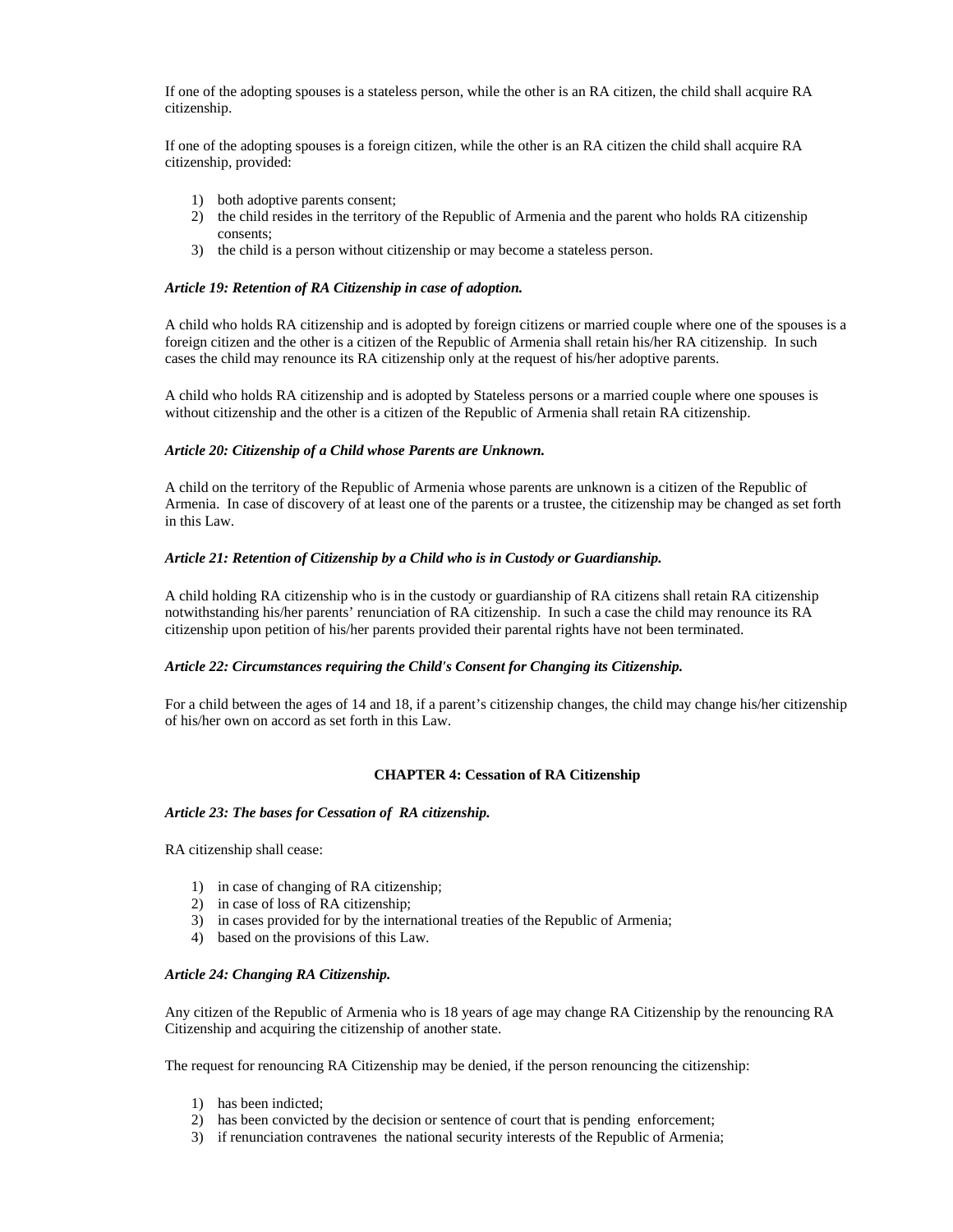If one of the adopting spouses is a stateless person, while the other is an RA citizen, the child shall acquire RA citizenship.

If one of the adopting spouses is a foreign citizen, while the other is an RA citizen the child shall acquire RA citizenship, provided:

1) both adoptive parents consent;
2) the child resides in the territory of the Republic of Armenia and the parent who holds RA citizenship consents;
3) the child is a person without citizenship or may become a stateless person.

***Article 19: Retention of RA Citizenship in case of adoption.***

A child who holds RA citizenship and is adopted by foreign citizens or married couple where one of the spouses is a foreign citizen and the other is a citizen of the Republic of Armenia shall retain his/her RA citizenship. In such cases the child may renounce its RA citizenship only at the request of his/her adoptive parents.

A child who holds RA citizenship and is adopted by Stateless persons or a married couple where one spouses is without citizenship and the other is a citizen of the Republic of Armenia shall retain RA citizenship.

***Article 20: Citizenship of a Child whose Parents are Unknown.***

A child on the territory of the Republic of Armenia whose parents are unknown is a citizen of the Republic of Armenia. In case of discovery of at least one of the parents or a trustee, the citizenship may be changed as set forth in this Law.

***Article 21: Retention of Citizenship by a Child who is in Custody or Guardianship.***

A child holding RA citizenship who is in the custody or guardianship of RA citizens shall retain RA citizenship notwithstanding his/her parents' renunciation of RA citizenship. In such a case the child may renounce its RA citizenship upon petition of his/her parents provided their parental rights have not been terminated.

***Article 22: Circumstances requiring the Child's Consent for Changing its Citizenship.***

For a child between the ages of 14 and 18, if a parent's citizenship changes, the child may change his/her citizenship of his/her own on accord as set forth in this Law.

## CHAPTER 4: Cessation of RA Citizenship

***Article 23: The bases for Cessation of RA citizenship.***

RA citizenship shall cease:

1) in case of changing of RA citizenship;
2) in case of loss of RA citizenship;
3) in cases provided for by the international treaties of the Republic of Armenia;
4) based on the provisions of this Law.

***Article 24: Changing RA Citizenship.***

Any citizen of the Republic of Armenia who is 18 years of age may change RA Citizenship by the renouncing RA Citizenship and acquiring the citizenship of another state.

The request for renouncing RA Citizenship may be denied, if the person renouncing the citizenship:

1) has been indicted;
2) has been convicted by the decision or sentence of court that is pending enforcement;
3) if renunciation contravenes the national security interests of the Republic of Armenia;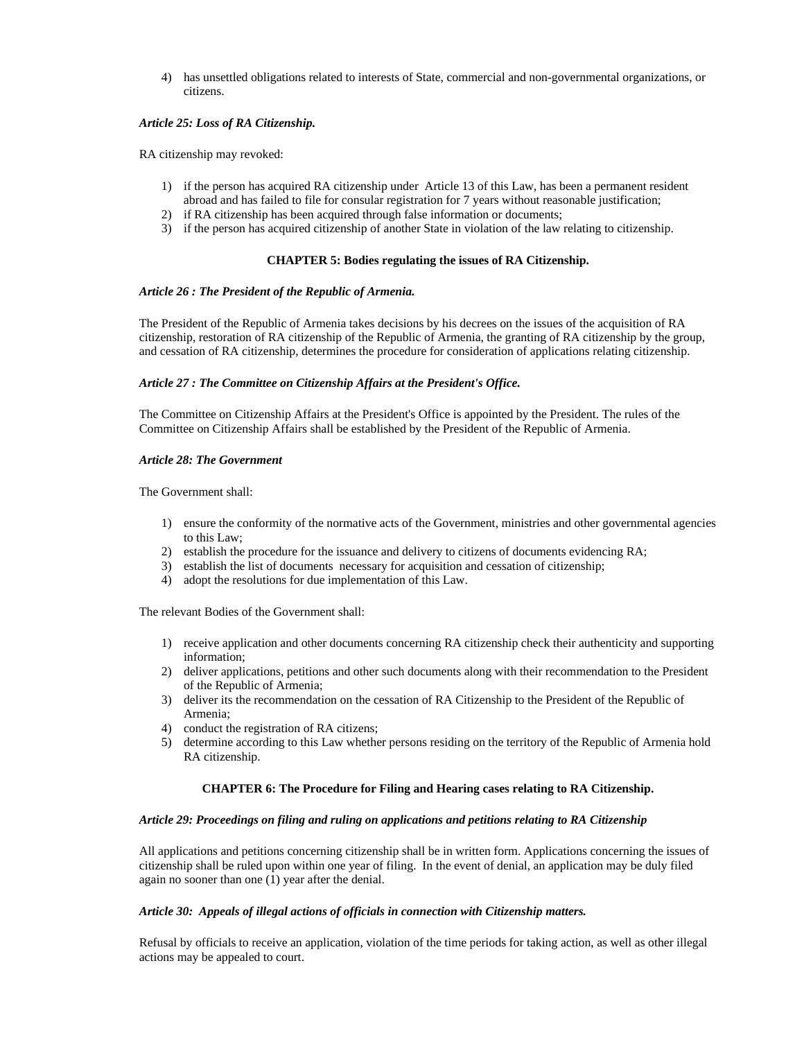4) has unsettled obligations related to interests of State, commercial and non-governmental organizations, or citizens.

***Article 25: Loss of RA Citizenship.***

RA citizenship may revoked:

1) if the person has acquired RA citizenship under Article 13 of this Law, has been a permanent resident abroad and has failed to file for consular registration for 7 years without reasonable justification;
2) if RA citizenship has been acquired through false information or documents;
3) if the person has acquired citizenship of another State in violation of the law relating to citizenship.

## CHAPTER 5: Bodies regulating the issues of RA Citizenship.

***Article 26 : The President of the Republic of Armenia.***

The President of the Republic of Armenia takes decisions by his decrees on the issues of the acquisition of RA citizenship, restoration of RA citizenship of the Republic of Armenia, the granting of RA citizenship by the group, and cessation of RA citizenship, determines the procedure for consideration of applications relating citizenship.

***Article 27 : The Committee on Citizenship Affairs at the President's Office.***

The Committee on Citizenship Affairs at the President's Office is appointed by the President. The rules of the Committee on Citizenship Affairs shall be established by the President of the Republic of Armenia.

***Article 28: The Government***

The Government shall:

1) ensure the conformity of the normative acts of the Government, ministries and other governmental agencies to this Law;
2) establish the procedure for the issuance and delivery to citizens of documents evidencing RA;
3) establish the list of documents necessary for acquisition and cessation of citizenship;
4) adopt the resolutions for due implementation of this Law.

The relevant Bodies of the Government shall:

1) receive application and other documents concerning RA citizenship check their authenticity and supporting information;
2) deliver applications, petitions and other such documents along with their recommendation to the President of the Republic of Armenia;
3) deliver its the recommendation on the cessation of RA Citizenship to the President of the Republic of Armenia;
4) conduct the registration of RA citizens;
5) determine according to this Law whether persons residing on the territory of the Republic of Armenia hold RA citizenship.

## CHAPTER 6: The Procedure for Filing and Hearing cases relating to RA Citizenship.

***Article 29: Proceedings on filing and ruling on applications and petitions relating to RA Citizenship***

All applications and petitions concerning citizenship shall be in written form. Applications concerning the issues of citizenship shall be ruled upon within one year of filing. In the event of denial, an application may be duly filed again no sooner than one (1) year after the denial.

***Article 30: Appeals of illegal actions of officials in connection with Citizenship matters.***

Refusal by officials to receive an application, violation of the time periods for taking action, as well as other illegal actions may be appealed to court.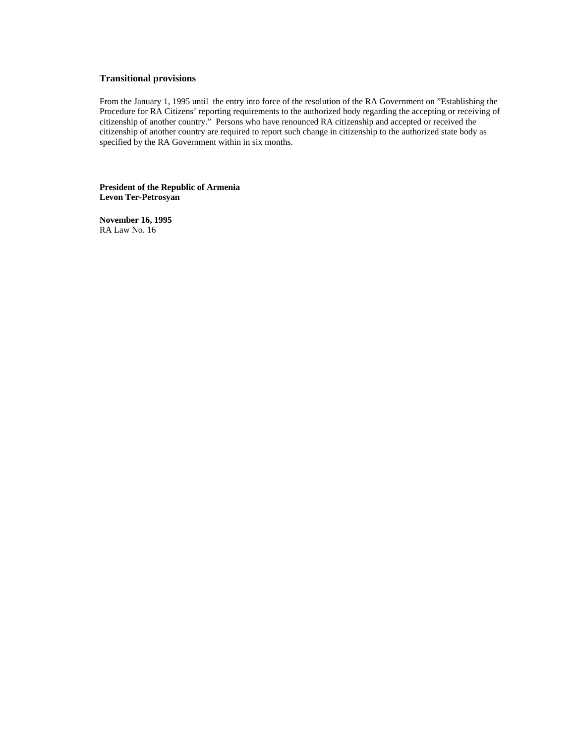### Transitional provisions

From the January 1, 1995 until the entry into force of the resolution of the RA Government on "Establishing the Procedure for RA Citizens' reporting requirements to the authorized body regarding the accepting or receiving of citizenship of another country." Persons who have renounced RA citizenship and accepted or received the citizenship of another country are required to report such change in citizenship to the authorized state body as specified by the RA Government within in six months.

**President of the Republic of Armenia**
**Levon Ter-Petrosyan**

**November 16, 1995**
RA Law No. 16